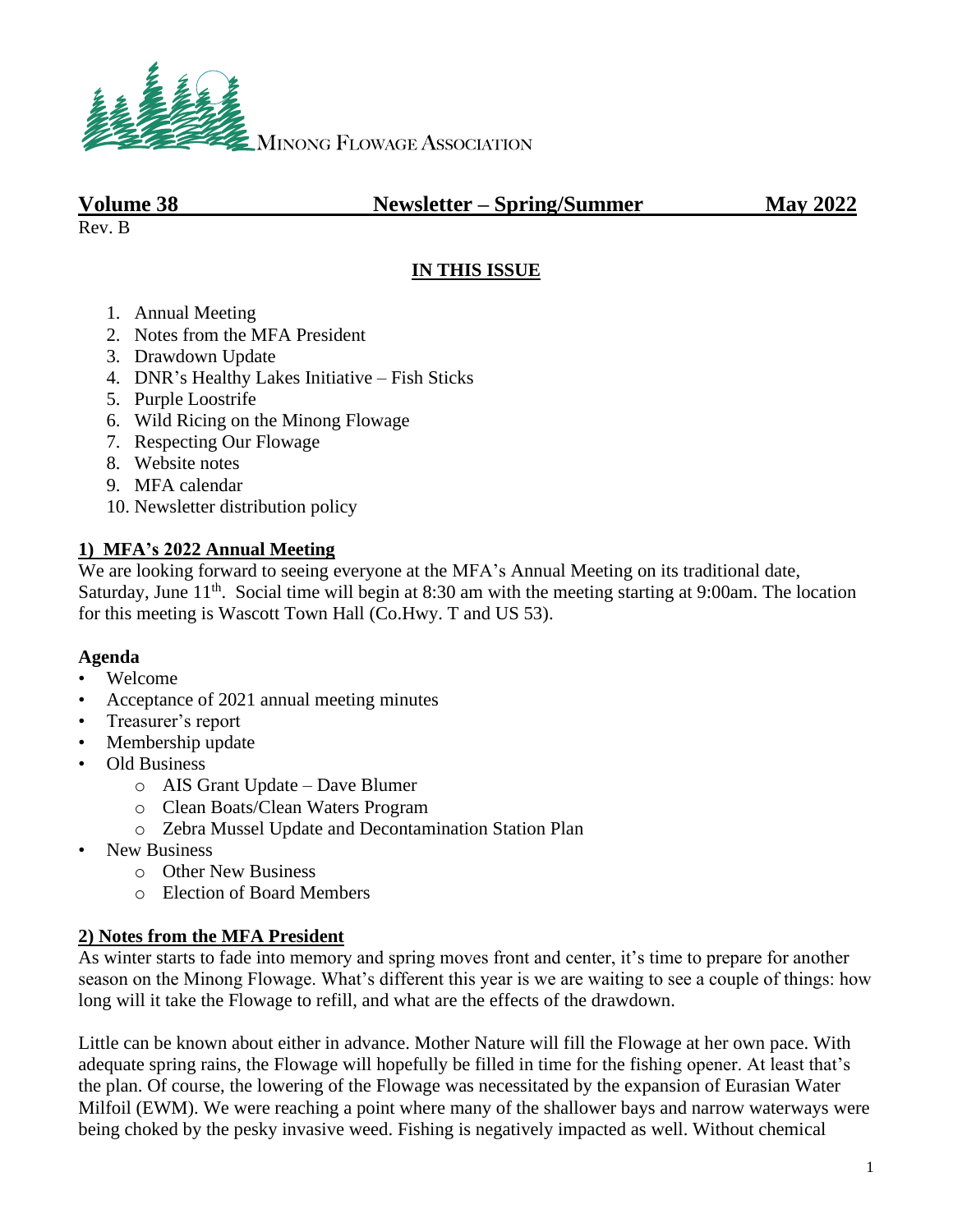MINONG FLOWAGE ASSOCIATION

**Volume 38 — Newsletter – Spring/Summer — May 2022**

Rev. B

## IN THIS ISSUE

1. Annual Meeting
2. Notes from the MFA President
3. Drawdown Update
4. DNR's Healthy Lakes Initiative – Fish Sticks
5. Purple Loostrife
6. Wild Ricing on the Minong Flowage
7. Respecting Our Flowage
8. Website notes
9. MFA calendar
10. Newsletter distribution policy

## 1) MFA's 2022 Annual Meeting

We are looking forward to seeing everyone at the MFA's Annual Meeting on its traditional date, Saturday, June 11th. Social time will begin at 8:30 am with the meeting starting at 9:00am. The location for this meeting is Wascott Town Hall (Co.Hwy. T and US 53).

### Agenda

- Welcome
- Acceptance of 2021 annual meeting minutes
- Treasurer's report
- Membership update
- Old Business
  - AIS Grant Update – Dave Blumer
  - Clean Boats/Clean Waters Program
  - Zebra Mussel Update and Decontamination Station Plan
- New Business
  - Other New Business
  - Election of Board Members

## 2) Notes from the MFA President

As winter starts to fade into memory and spring moves front and center, it's time to prepare for another season on the Minong Flowage. What's different this year is we are waiting to see a couple of things: how long will it take the Flowage to refill, and what are the effects of the drawdown.

Little can be known about either in advance. Mother Nature will fill the Flowage at her own pace. With adequate spring rains, the Flowage will hopefully be filled in time for the fishing opener. At least that's the plan. Of course, the lowering of the Flowage was necessitated by the expansion of Eurasian Water Milfoil (EWM). We were reaching a point where many of the shallower bays and narrow waterways were being choked by the pesky invasive weed. Fishing is negatively impacted as well. Without chemical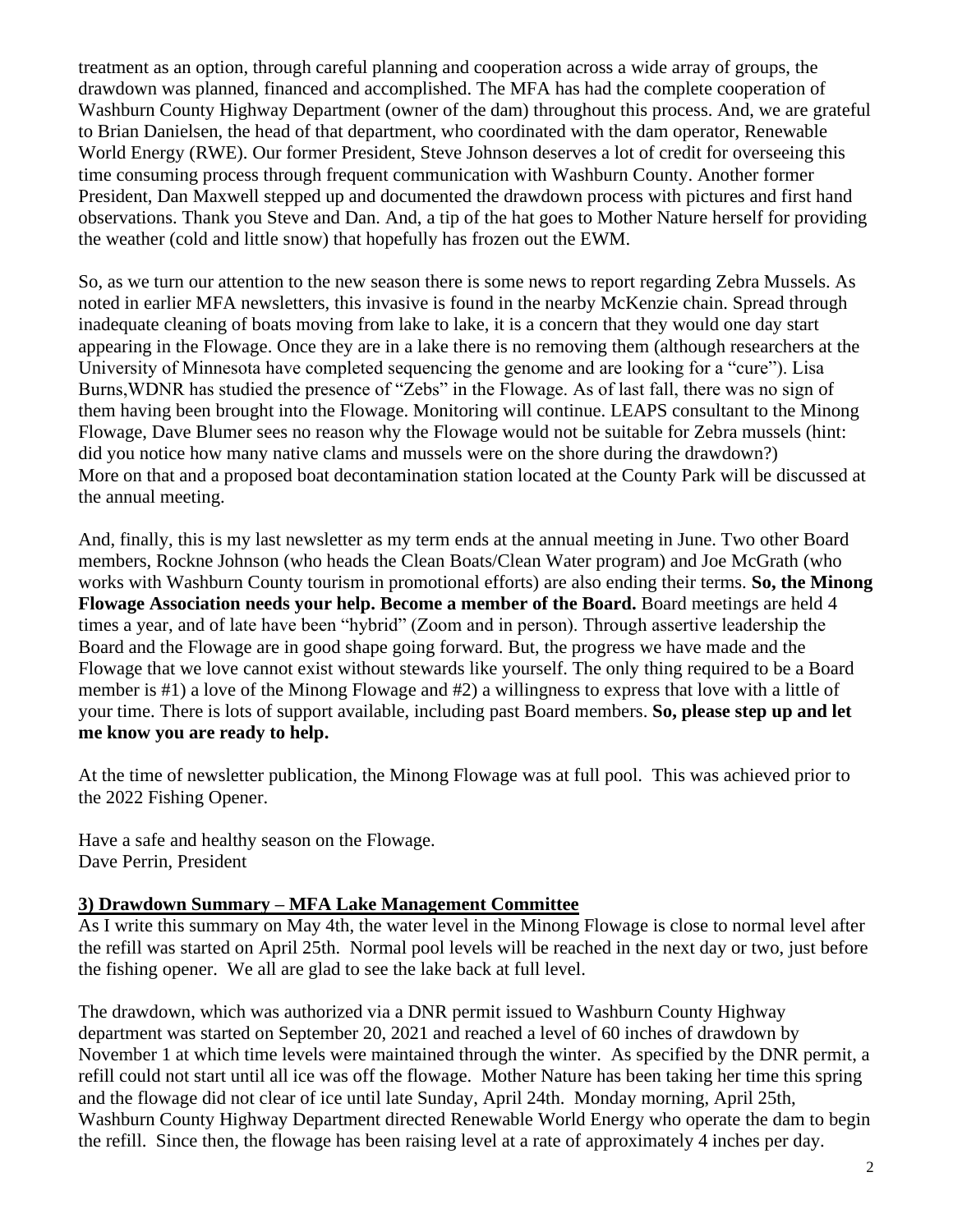treatment as an option, through careful planning and cooperation across a wide array of groups, the drawdown was planned, financed and accomplished. The MFA has had the complete cooperation of Washburn County Highway Department (owner of the dam) throughout this process. And, we are grateful to Brian Danielsen, the head of that department, who coordinated with the dam operator, Renewable World Energy (RWE). Our former President, Steve Johnson deserves a lot of credit for overseeing this time consuming process through frequent communication with Washburn County. Another former President, Dan Maxwell stepped up and documented the drawdown process with pictures and first hand observations. Thank you Steve and Dan. And, a tip of the hat goes to Mother Nature herself for providing the weather (cold and little snow) that hopefully has frozen out the EWM.

So, as we turn our attention to the new season there is some news to report regarding Zebra Mussels. As noted in earlier MFA newsletters, this invasive is found in the nearby McKenzie chain. Spread through inadequate cleaning of boats moving from lake to lake, it is a concern that they would one day start appearing in the Flowage. Once they are in a lake there is no removing them (although researchers at the University of Minnesota have completed sequencing the genome and are looking for a "cure"). Lisa Burns,WDNR has studied the presence of "Zebs" in the Flowage. As of last fall, there was no sign of them having been brought into the Flowage. Monitoring will continue. LEAPS consultant to the Minong Flowage, Dave Blumer sees no reason why the Flowage would not be suitable for Zebra mussels (hint: did you notice how many native clams and mussels were on the shore during the drawdown?) More on that and a proposed boat decontamination station located at the County Park will be discussed at the annual meeting.

And, finally, this is my last newsletter as my term ends at the annual meeting in June. Two other Board members, Rockne Johnson (who heads the Clean Boats/Clean Water program) and Joe McGrath (who works with Washburn County tourism in promotional efforts) are also ending their terms. **So, the Minong Flowage Association needs your help. Become a member of the Board.** Board meetings are held 4 times a year, and of late have been "hybrid" (Zoom and in person). Through assertive leadership the Board and the Flowage are in good shape going forward. But, the progress we have made and the Flowage that we love cannot exist without stewards like yourself. The only thing required to be a Board member is #1) a love of the Minong Flowage and #2) a willingness to express that love with a little of your time. There is lots of support available, including past Board members. **So, please step up and let me know you are ready to help.**

At the time of newsletter publication, the Minong Flowage was at full pool. This was achieved prior to the 2022 Fishing Opener.

Have a safe and healthy season on the Flowage.
Dave Perrin, President

## 3) Drawdown Summary – MFA Lake Management Committee

As I write this summary on May 4th, the water level in the Minong Flowage is close to normal level after the refill was started on April 25th. Normal pool levels will be reached in the next day or two, just before the fishing opener. We all are glad to see the lake back at full level.

The drawdown, which was authorized via a DNR permit issued to Washburn County Highway department was started on September 20, 2021 and reached a level of 60 inches of drawdown by November 1 at which time levels were maintained through the winter. As specified by the DNR permit, a refill could not start until all ice was off the flowage. Mother Nature has been taking her time this spring and the flowage did not clear of ice until late Sunday, April 24th. Monday morning, April 25th, Washburn County Highway Department directed Renewable World Energy who operate the dam to begin the refill. Since then, the flowage has been raising level at a rate of approximately 4 inches per day.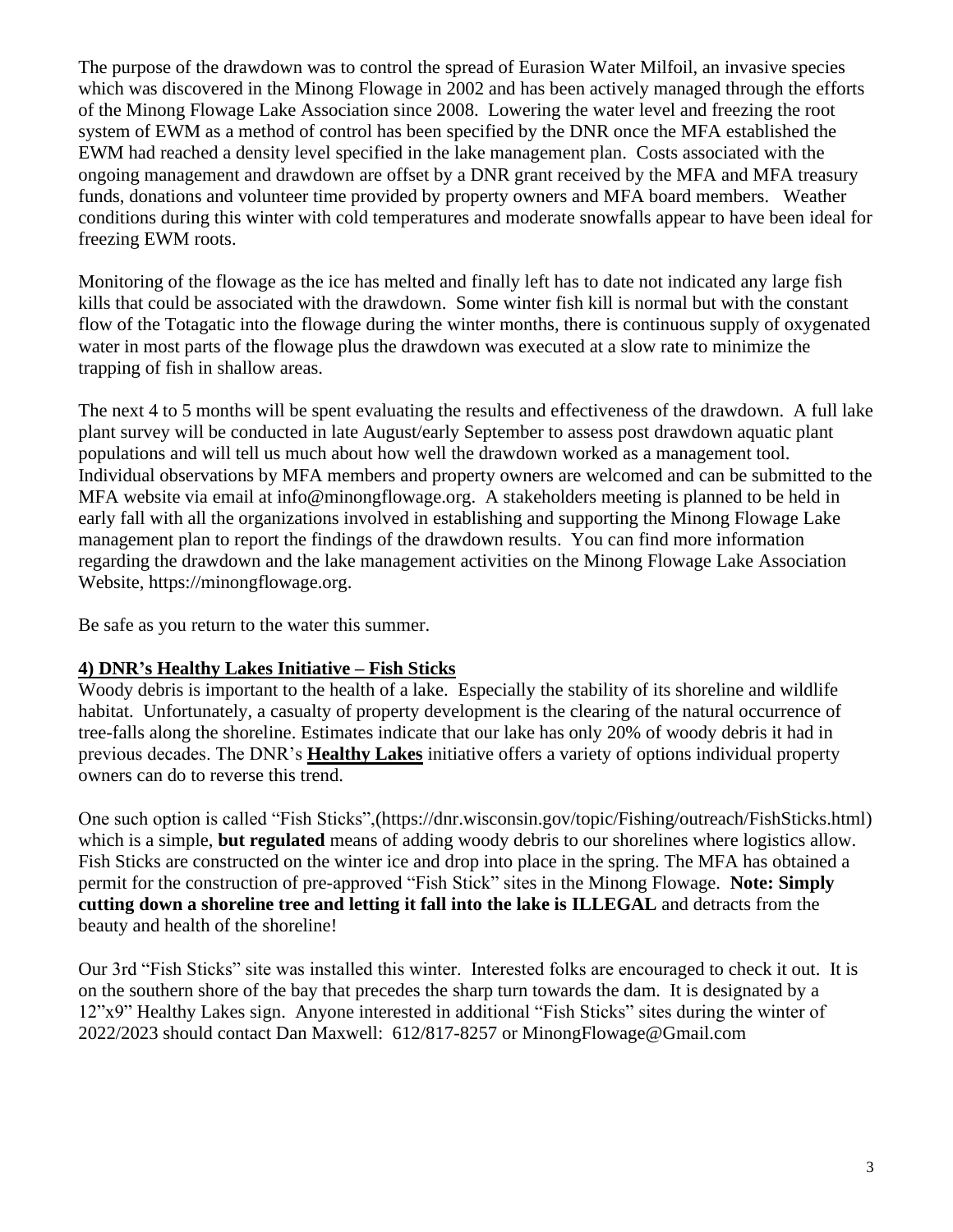The purpose of the drawdown was to control the spread of Eurasion Water Milfoil, an invasive species which was discovered in the Minong Flowage in 2002 and has been actively managed through the efforts of the Minong Flowage Lake Association since 2008. Lowering the water level and freezing the root system of EWM as a method of control has been specified by the DNR once the MFA established the EWM had reached a density level specified in the lake management plan. Costs associated with the ongoing management and drawdown are offset by a DNR grant received by the MFA and MFA treasury funds, donations and volunteer time provided by property owners and MFA board members. Weather conditions during this winter with cold temperatures and moderate snowfalls appear to have been ideal for freezing EWM roots.

Monitoring of the flowage as the ice has melted and finally left has to date not indicated any large fish kills that could be associated with the drawdown. Some winter fish kill is normal but with the constant flow of the Totagatic into the flowage during the winter months, there is continuous supply of oxygenated water in most parts of the flowage plus the drawdown was executed at a slow rate to minimize the trapping of fish in shallow areas.

The next 4 to 5 months will be spent evaluating the results and effectiveness of the drawdown. A full lake plant survey will be conducted in late August/early September to assess post drawdown aquatic plant populations and will tell us much about how well the drawdown worked as a management tool. Individual observations by MFA members and property owners are welcomed and can be submitted to the MFA website via email at info@minongflowage.org. A stakeholders meeting is planned to be held in early fall with all the organizations involved in establishing and supporting the Minong Flowage Lake management plan to report the findings of the drawdown results. You can find more information regarding the drawdown and the lake management activities on the Minong Flowage Lake Association Website, https://minongflowage.org.

Be safe as you return to the water this summer.

## 4) DNR's Healthy Lakes Initiative – Fish Sticks

Woody debris is important to the health of a lake. Especially the stability of its shoreline and wildlife habitat. Unfortunately, a casualty of property development is the clearing of the natural occurrence of tree-falls along the shoreline. Estimates indicate that our lake has only 20% of woody debris it had in previous decades. The DNR's **Healthy Lakes** initiative offers a variety of options individual property owners can do to reverse this trend.

One such option is called "Fish Sticks",(https://dnr.wisconsin.gov/topic/Fishing/outreach/FishSticks.html) which is a simple, **but regulated** means of adding woody debris to our shorelines where logistics allow. Fish Sticks are constructed on the winter ice and drop into place in the spring. The MFA has obtained a permit for the construction of pre-approved "Fish Stick" sites in the Minong Flowage. **Note: Simply cutting down a shoreline tree and letting it fall into the lake is ILLEGAL** and detracts from the beauty and health of the shoreline!

Our 3rd "Fish Sticks" site was installed this winter. Interested folks are encouraged to check it out. It is on the southern shore of the bay that precedes the sharp turn towards the dam. It is designated by a 12"x9" Healthy Lakes sign. Anyone interested in additional "Fish Sticks" sites during the winter of 2022/2023 should contact Dan Maxwell: 612/817-8257 or MinongFlowage@Gmail.com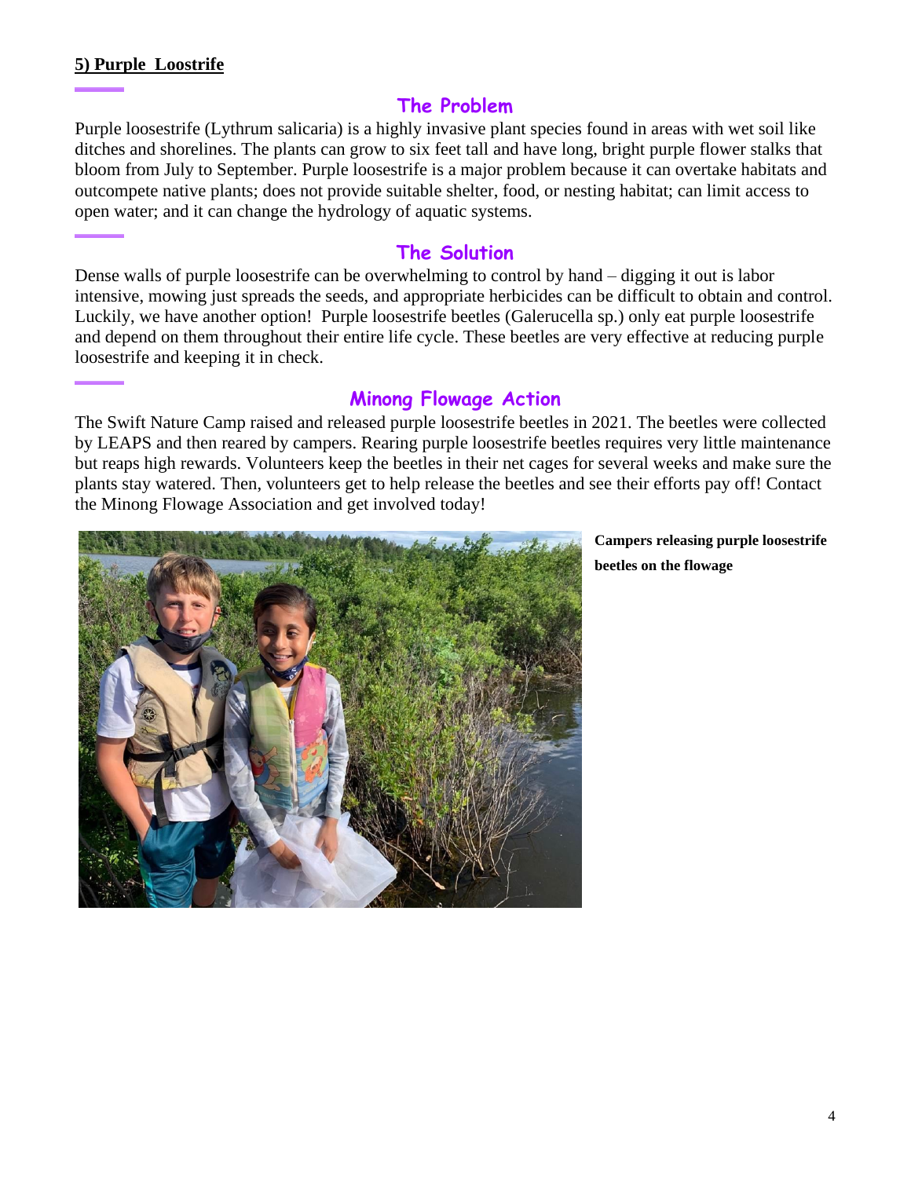## 5) Purple Loostrife

### The Problem

Purple loosestrife (Lythrum salicaria) is a highly invasive plant species found in areas with wet soil like ditches and shorelines. The plants can grow to six feet tall and have long, bright purple flower stalks that bloom from July to September. Purple loosestrife is a major problem because it can overtake habitats and outcompete native plants; does not provide suitable shelter, food, or nesting habitat; can limit access to open water; and it can change the hydrology of aquatic systems.

### The Solution

Dense walls of purple loosestrife can be overwhelming to control by hand – digging it out is labor intensive, mowing just spreads the seeds, and appropriate herbicides can be difficult to obtain and control. Luckily, we have another option! Purple loosestrife beetles (Galerucella sp.) only eat purple loosestrife and depend on them throughout their entire life cycle. These beetles are very effective at reducing purple loosestrife and keeping it in check.

### Minong Flowage Action

The Swift Nature Camp raised and released purple loosestrife beetles in 2021. The beetles were collected by LEAPS and then reared by campers. Rearing purple loosestrife beetles requires very little maintenance but reaps high rewards. Volunteers keep the beetles in their net cages for several weeks and make sure the plants stay watered. Then, volunteers get to help release the beetles and see their efforts pay off! Contact the Minong Flowage Association and get involved today!

**Campers releasing purple loosestrife beetles on the flowage**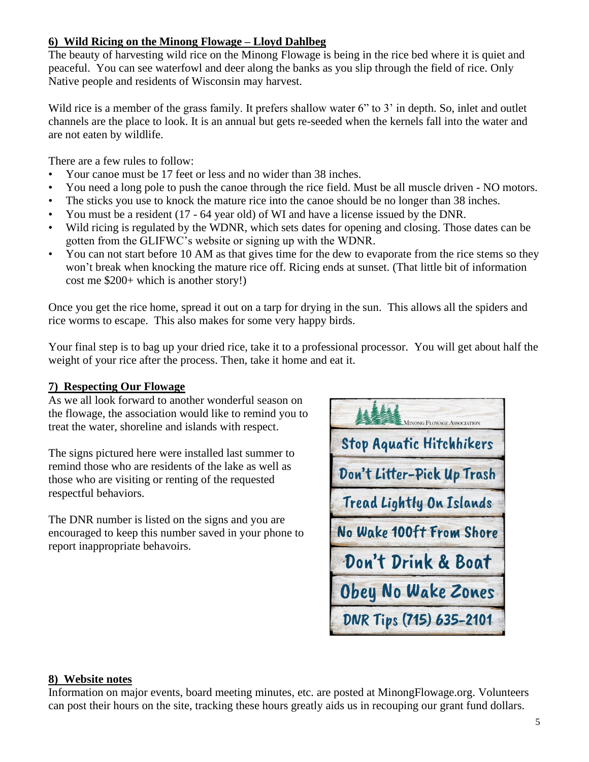## 6) Wild Ricing on the Minong Flowage – Lloyd Dahlbeg

The beauty of harvesting wild rice on the Minong Flowage is being in the rice bed where it is quiet and peaceful. You can see waterfowl and deer along the banks as you slip through the field of rice. Only Native people and residents of Wisconsin may harvest.

Wild rice is a member of the grass family. It prefers shallow water 6" to 3' in depth. So, inlet and outlet channels are the place to look. It is an annual but gets re-seeded when the kernels fall into the water and are not eaten by wildlife.

There are a few rules to follow:

- Your canoe must be 17 feet or less and no wider than 38 inches.
- You need a long pole to push the canoe through the rice field. Must be all muscle driven - NO motors.
- The sticks you use to knock the mature rice into the canoe should be no longer than 38 inches.
- You must be a resident (17 - 64 year old) of WI and have a license issued by the DNR.
- Wild ricing is regulated by the WDNR, which sets dates for opening and closing. Those dates can be gotten from the GLIFWC's website or signing up with the WDNR.
- You can not start before 10 AM as that gives time for the dew to evaporate from the rice stems so they won't break when knocking the mature rice off. Ricing ends at sunset. (That little bit of information cost me $200+ which is another story!)

Once you get the rice home, spread it out on a tarp for drying in the sun. This allows all the spiders and rice worms to escape. This also makes for some very happy birds.

Your final step is to bag up your dried rice, take it to a professional processor. You will get about half the weight of your rice after the process. Then, take it home and eat it.

## 7) Respecting Our Flowage

As we all look forward to another wonderful season on the flowage, the association would like to remind you to treat the water, shoreline and islands with respect.

The signs pictured here were installed last summer to remind those who are residents of the lake as well as those who are visiting or renting of the requested respectful behaviors.

The DNR number is listed on the signs and you are encouraged to keep this number saved in your phone to report inappropriate behavoirs.

Minong Flowage Association

Stop Aquatic Hitchhikers

Don't Litter-Pick Up Trash

Tread Lightly On Islands

No Wake 100ft From Shore

Don't Drink & Boat

Obey No Wake Zones

DNR Tips (715) 635-2101

## 8) Website notes

Information on major events, board meeting minutes, etc. are posted at MinongFlowage.org. Volunteers can post their hours on the site, tracking these hours greatly aids us in recouping our grant fund dollars.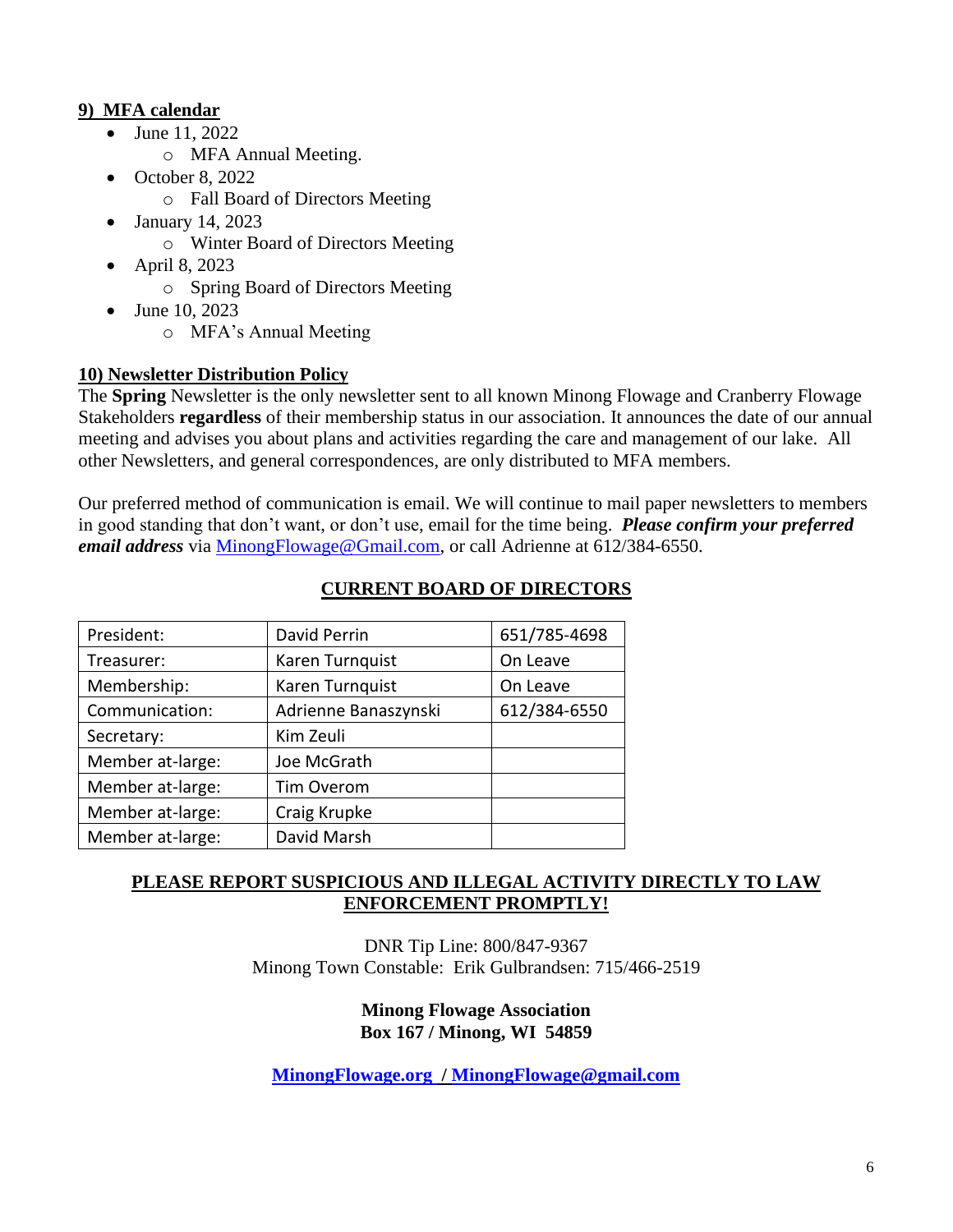## 9) MFA calendar

- June 11, 2022
    - MFA Annual Meeting.
- October 8, 2022
    - Fall Board of Directors Meeting
- January 14, 2023
    - Winter Board of Directors Meeting
- April 8, 2023
    - Spring Board of Directors Meeting
- June 10, 2023
    - MFA's Annual Meeting

## 10) Newsletter Distribution Policy

The **Spring** Newsletter is the only newsletter sent to all known Minong Flowage and Cranberry Flowage Stakeholders **regardless** of their membership status in our association. It announces the date of our annual meeting and advises you about plans and activities regarding the care and management of our lake. All other Newsletters, and general correspondences, are only distributed to MFA members.

Our preferred method of communication is email. We will continue to mail paper newsletters to members in good standing that don't want, or don't use, email for the time being. ***Please confirm your preferred email address*** via MinongFlowage@Gmail.com, or call Adrienne at 612/384-6550.

## CURRENT BOARD OF DIRECTORS

| President: | David Perrin | 651/785-4698 |
|---|---|---|
| Treasurer: | Karen Turnquist | On Leave |
| Membership: | Karen Turnquist | On Leave |
| Communication: | Adrienne Banaszynski | 612/384-6550 |
| Secretary: | Kim Zeuli | |
| Member at-large: | Joe McGrath | |
| Member at-large: | Tim Overom | |
| Member at-large: | Craig Krupke | |
| Member at-large: | David Marsh | |

**PLEASE REPORT SUSPICIOUS AND ILLEGAL ACTIVITY DIRECTLY TO LAW ENFORCEMENT PROMPTLY!**

DNR Tip Line: 800/847-9367
Minong Town Constable: Erik Gulbrandsen: 715/466-2519

**Minong Flowage Association**
**Box 167 / Minong, WI 54859**

**MinongFlowage.org / MinongFlowage@gmail.com**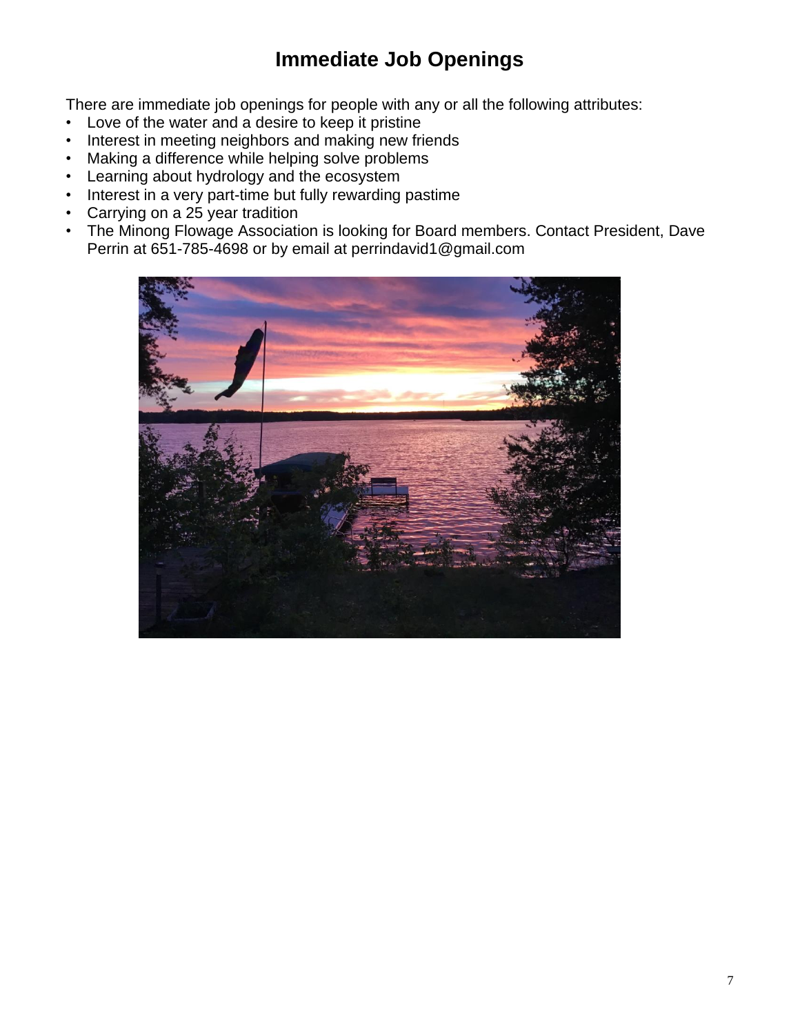# Immediate Job Openings

There are immediate job openings for people with any or all the following attributes:

- Love of the water and a desire to keep it pristine
- Interest in meeting neighbors and making new friends
- Making a difference while helping solve problems
- Learning about hydrology and the ecosystem
- Interest in a very part-time but fully rewarding pastime
- Carrying on a 25 year tradition
- The Minong Flowage Association is looking for Board members. Contact President, Dave Perrin at 651-785-4698 or by email at perrindavid1@gmail.com